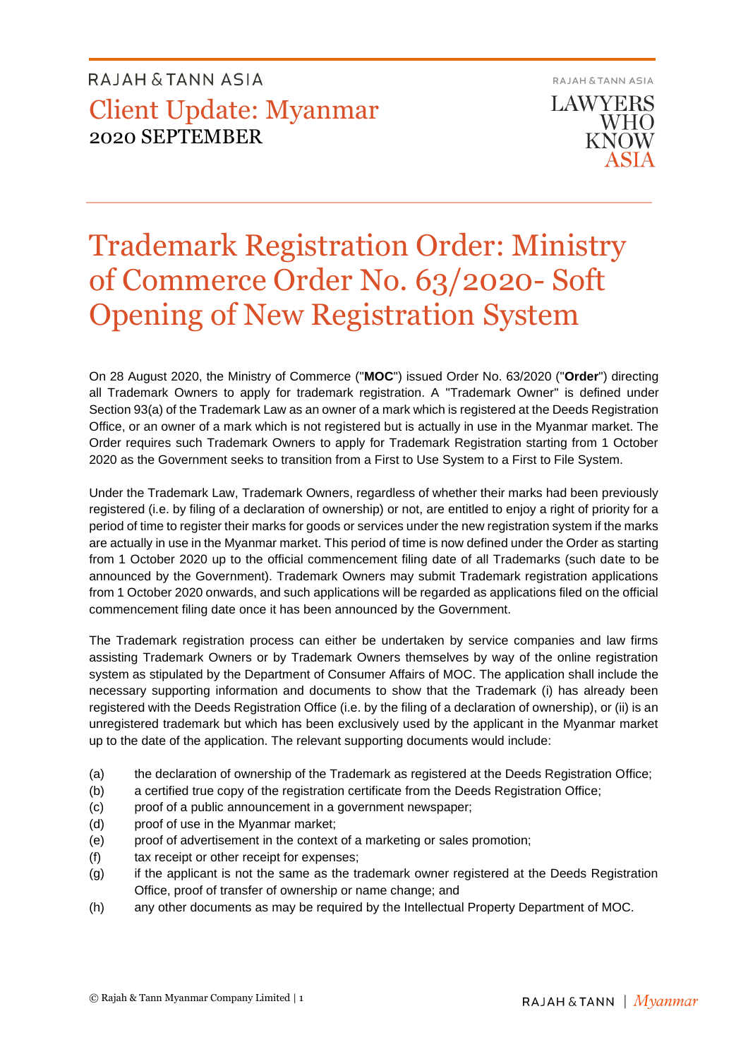RAJAH & TANN ASIA

Client Update: Myanmar
2020 SEPTEMBER

RAJAH & TANN ASIA
LAWYERS WHO KNOW ASIA

# Trademark Registration Order: Ministry of Commerce Order No. 63/2020- Soft Opening of New Registration System

On 28 August 2020, the Ministry of Commerce ("**MOC**") issued Order No. 63/2020 ("**Order**") directing all Trademark Owners to apply for trademark registration. A "Trademark Owner" is defined under Section 93(a) of the Trademark Law as an owner of a mark which is registered at the Deeds Registration Office, or an owner of a mark which is not registered but is actually in use in the Myanmar market. The Order requires such Trademark Owners to apply for Trademark Registration starting from 1 October 2020 as the Government seeks to transition from a First to Use System to a First to File System.

Under the Trademark Law, Trademark Owners, regardless of whether their marks had been previously registered (i.e. by filing of a declaration of ownership) or not, are entitled to enjoy a right of priority for a period of time to register their marks for goods or services under the new registration system if the marks are actually in use in the Myanmar market. This period of time is now defined under the Order as starting from 1 October 2020 up to the official commencement filing date of all Trademarks (such date to be announced by the Government). Trademark Owners may submit Trademark registration applications from 1 October 2020 onwards, and such applications will be regarded as applications filed on the official commencement filing date once it has been announced by the Government.

The Trademark registration process can either be undertaken by service companies and law firms assisting Trademark Owners or by Trademark Owners themselves by way of the online registration system as stipulated by the Department of Consumer Affairs of MOC. The application shall include the necessary supporting information and documents to show that the Trademark (i) has already been registered with the Deeds Registration Office (i.e. by the filing of a declaration of ownership), or (ii) is an unregistered trademark but which has been exclusively used by the applicant in the Myanmar market up to the date of the application. The relevant supporting documents would include:

(a) the declaration of ownership of the Trademark as registered at the Deeds Registration Office;
(b) a certified true copy of the registration certificate from the Deeds Registration Office;
(c) proof of a public announcement in a government newspaper;
(d) proof of use in the Myanmar market;
(e) proof of advertisement in the context of a marketing or sales promotion;
(f) tax receipt or other receipt for expenses;
(g) if the applicant is not the same as the trademark owner registered at the Deeds Registration Office, proof of transfer of ownership or name change; and
(h) any other documents as may be required by the Intellectual Property Department of MOC.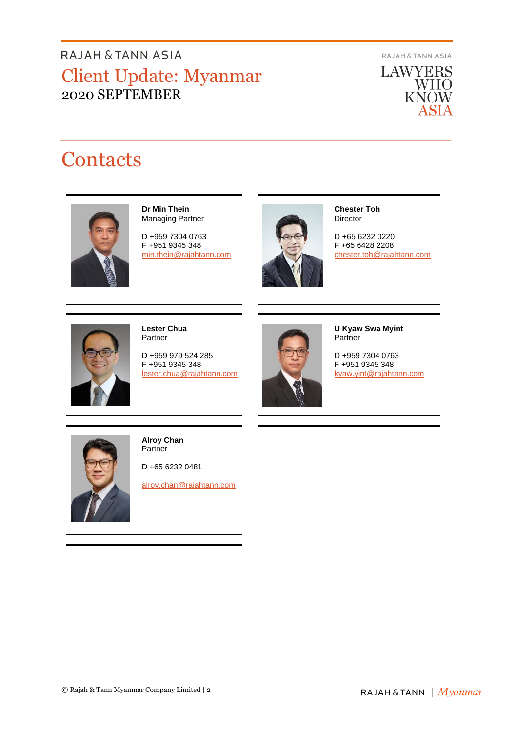# Contacts

**Dr Min Thein**
Managing Partner

D +959 7304 0763
F +951 9345 348
min.thein@rajahtann.com

**Chester Toh**
Director

D +65 6232 0220
F +65 6428 2208
chester.toh@rajahtann.com

**Lester Chua**
Partner

D +959 979 524 285
F +951 9345 348
lester.chua@rajahtann.com

**U Kyaw Swa Myint**
Partner

D +959 7304 0763
F +951 9345 348
kyaw.yint@rajahtann.com

**Alroy Chan**
Partner

D +65 6232 0481

alroy.chan@rajahtann.com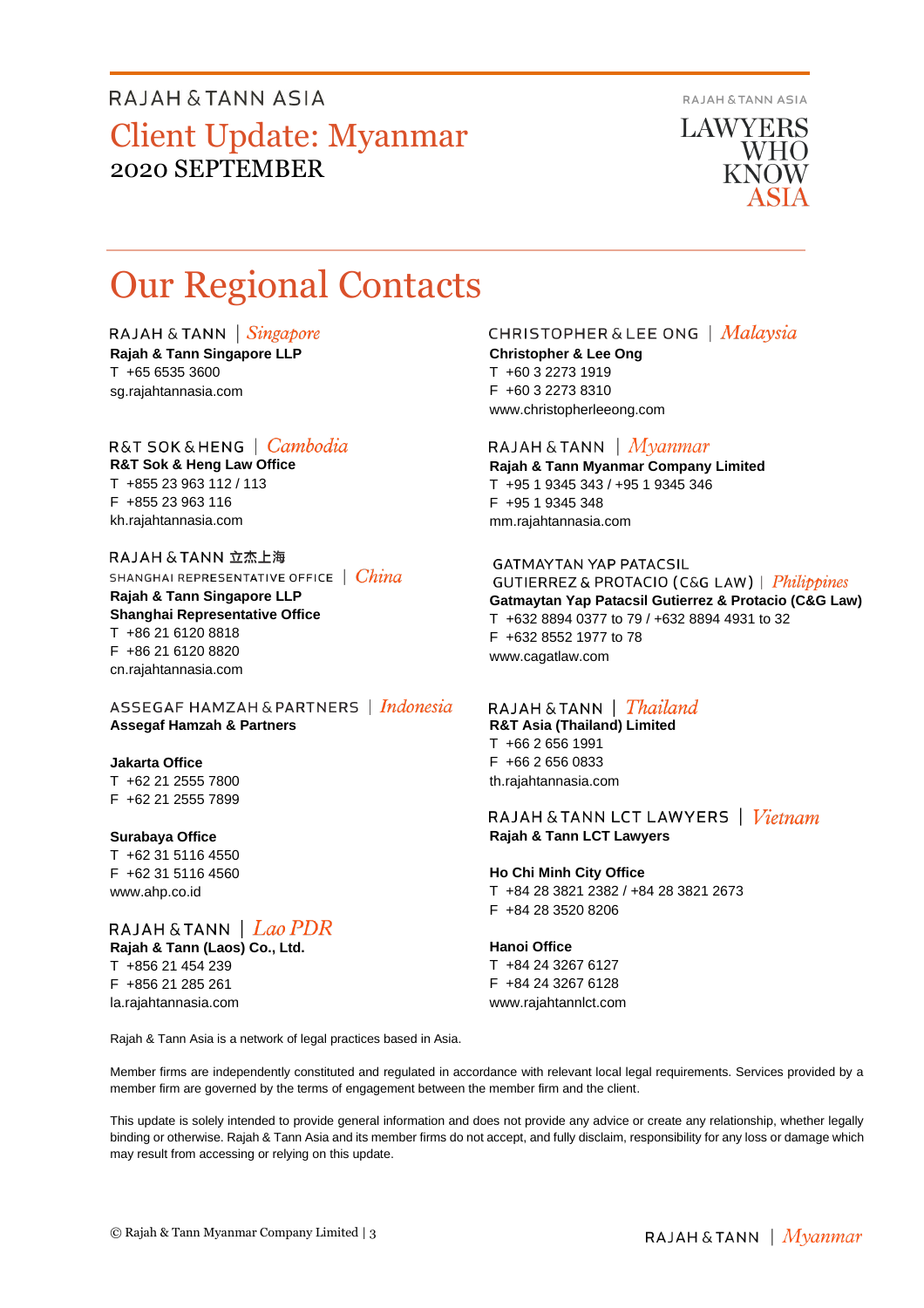# Our Regional Contacts

RAJAH & TANN | *Singapore*
**Rajah & Tann Singapore LLP**
T +65 6535 3600
sg.rajahtannasia.com

R&T SOK & HENG | *Cambodia*
**R&T Sok & Heng Law Office**
T +855 23 963 112 / 113
F +855 23 963 116
kh.rajahtannasia.com

RAJAH & TANN 立杰上海
SHANGHAI REPRESENTATIVE OFFICE | *China*
**Rajah & Tann Singapore LLP**
**Shanghai Representative Office**
T +86 21 6120 8818
F +86 21 6120 8820
cn.rajahtannasia.com

ASSEGAF HAMZAH & PARTNERS | *Indonesia*
**Assegaf Hamzah & Partners**

**Jakarta Office**
T +62 21 2555 7800
F +62 21 2555 7899

**Surabaya Office**
T +62 31 5116 4550
F +62 31 5116 4560
www.ahp.co.id

RAJAH & TANN | *Lao PDR*
**Rajah & Tann (Laos) Co., Ltd.**
T +856 21 454 239
F +856 21 285 261
la.rajahtannasia.com

CHRISTOPHER & LEE ONG | *Malaysia*
**Christopher & Lee Ong**
T +60 3 2273 1919
F +60 3 2273 8310
www.christopherleeong.com

RAJAH & TANN | *Myanmar*
**Rajah & Tann Myanmar Company Limited**
T +95 1 9345 343 / +95 1 9345 346
F +95 1 9345 348
mm.rajahtannasia.com

GATMAYTAN YAP PATACSIL
GUTIERREZ & PROTACIO (C&G LAW) | *Philippines*
**Gatmaytan Yap Patacsil Gutierrez & Protacio (C&G Law)**
T +632 8894 0377 to 79 / +632 8894 4931 to 32
F +632 8552 1977 to 78
www.cagatlaw.com

RAJAH & TANN | *Thailand*
**R&T Asia (Thailand) Limited**
T +66 2 656 1991
F +66 2 656 0833
th.rajahtannasia.com

RAJAH & TANN LCT LAWYERS | *Vietnam*
**Rajah & Tann LCT Lawyers**

**Ho Chi Minh City Office**
T +84 28 3821 2382 / +84 28 3821 2673
F +84 28 3520 8206

**Hanoi Office**
T +84 24 3267 6127
F +84 24 3267 6128
www.rajahtannlct.com

Rajah & Tann Asia is a network of legal practices based in Asia.

Member firms are independently constituted and regulated in accordance with relevant local legal requirements. Services provided by a member firm are governed by the terms of engagement between the member firm and the client.

This update is solely intended to provide general information and does not provide any advice or create any relationship, whether legally binding or otherwise. Rajah & Tann Asia and its member firms do not accept, and fully disclaim, responsibility for any loss or damage which may result from accessing or relying on this update.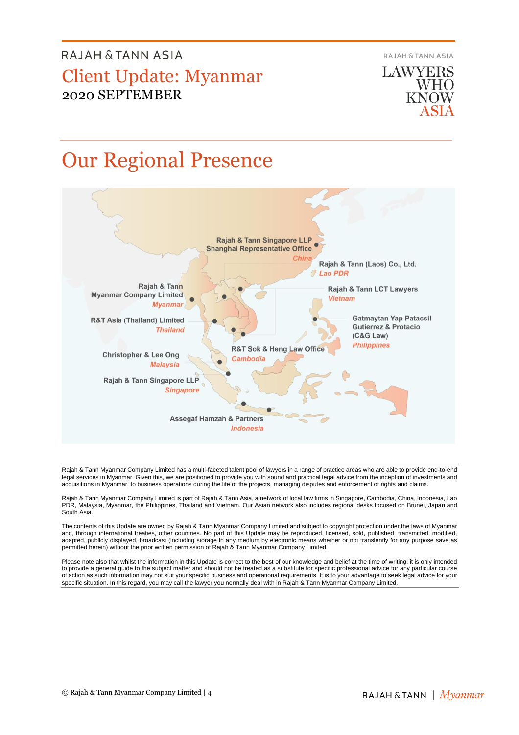# Our Regional Presence

Rajah & Tann Singapore LLP
Shanghai Representative Office
*China*

Rajah & Tann (Laos) Co., Ltd.
*Lao PDR*

Rajah & Tann
Myanmar Company Limited
*Myanmar*

Rajah & Tann LCT Lawyers
*Vietnam*

R&T Asia (Thailand) Limited
*Thailand*

Gatmaytan Yap Patacsil
Gutierrez & Protacio
(C&G Law)
*Philippines*

R&T Sok & Heng Law Office
*Cambodia*

Christopher & Lee Ong
*Malaysia*

Rajah & Tann Singapore LLP
*Singapore*

Assegaf Hamzah & Partners
*Indonesia*

Rajah & Tann Myanmar Company Limited has a multi-faceted talent pool of lawyers in a range of practice areas who are able to provide end-to-end legal services in Myanmar. Given this, we are positioned to provide you with sound and practical legal advice from the inception of investments and acquisitions in Myanmar, to business operations during the life of the projects, managing disputes and enforcement of rights and claims.

Rajah & Tann Myanmar Company Limited is part of Rajah & Tann Asia, a network of local law firms in Singapore, Cambodia, China, Indonesia, Lao PDR, Malaysia, Myanmar, the Philippines, Thailand and Vietnam. Our Asian network also includes regional desks focused on Brunei, Japan and South Asia.

The contents of this Update are owned by Rajah & Tann Myanmar Company Limited and subject to copyright protection under the laws of Myanmar and, through international treaties, other countries. No part of this Update may be reproduced, licensed, sold, published, transmitted, modified, adapted, publicly displayed, broadcast (including storage in any medium by electronic means whether or not transiently for any purpose save as permitted herein) without the prior written permission of Rajah & Tann Myanmar Company Limited.

Please note also that whilst the information in this Update is correct to the best of our knowledge and belief at the time of writing, it is only intended to provide a general guide to the subject matter and should not be treated as a substitute for specific professional advice for any particular course of action as such information may not suit your specific business and operational requirements. It is to your advantage to seek legal advice for your specific situation. In this regard, you may call the lawyer you normally deal with in Rajah & Tann Myanmar Company Limited.